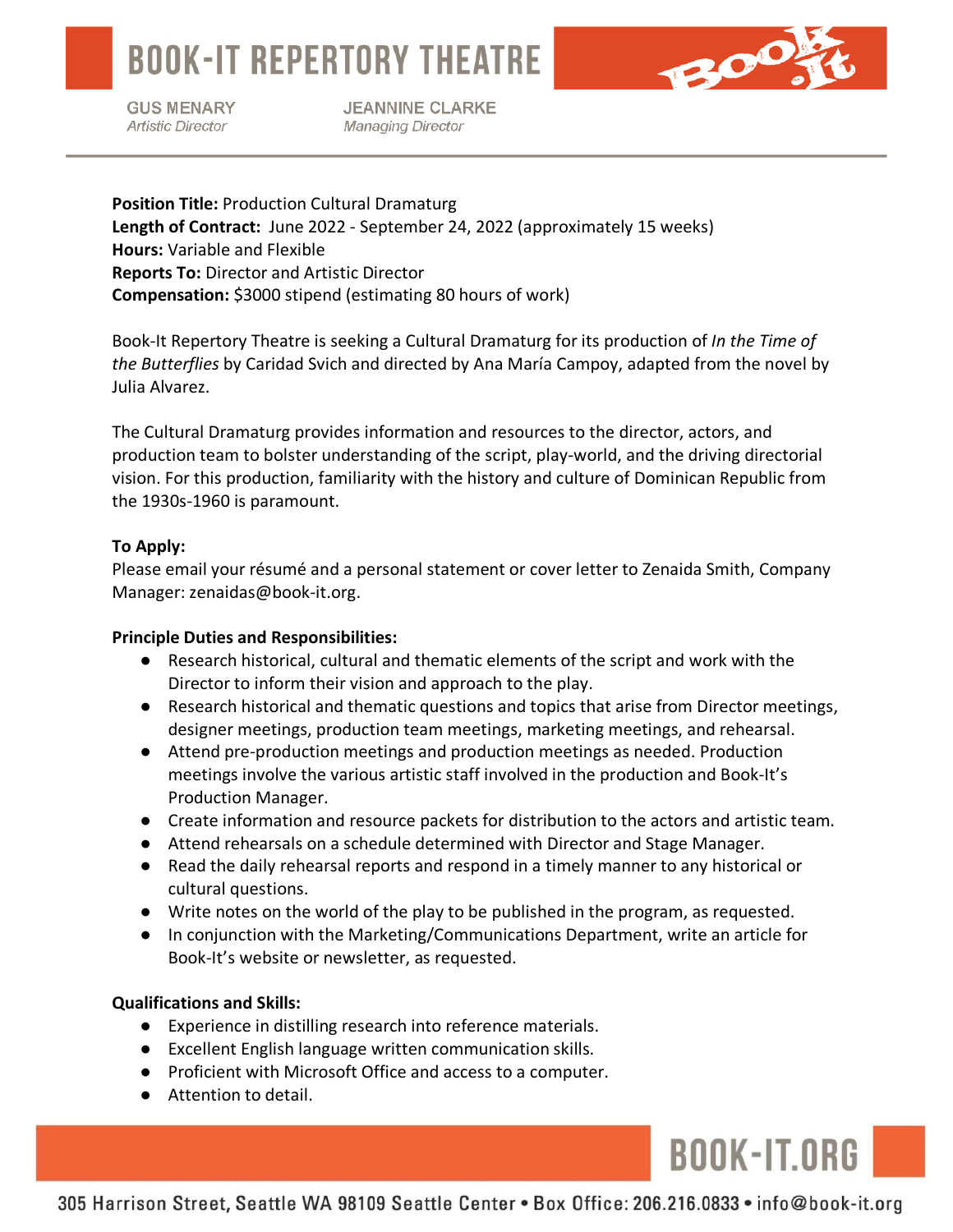# BOOK-IT REPERTORY THEATRE

GUS MENARY
*Artistic Director*

JEANNINE CLARKE
*Managing Director*

**Position Title:** Production Cultural Dramaturg
**Length of Contract:** June 2022 - September 24, 2022 (approximately 15 weeks)
**Hours:** Variable and Flexible
**Reports To:** Director and Artistic Director
**Compensation:** $3000 stipend (estimating 80 hours of work)

Book-It Repertory Theatre is seeking a Cultural Dramaturg for its production of *In the Time of the Butterflies* by Caridad Svich and directed by Ana María Campoy, adapted from the novel by Julia Alvarez.

The Cultural Dramaturg provides information and resources to the director, actors, and production team to bolster understanding of the script, play-world, and the driving directorial vision. For this production, familiarity with the history and culture of Dominican Republic from the 1930s-1960 is paramount.

**To Apply:**
Please email your résumé and a personal statement or cover letter to Zenaida Smith, Company Manager: zenaidas@book-it.org.

**Principle Duties and Responsibilities:**

- Research historical, cultural and thematic elements of the script and work with the Director to inform their vision and approach to the play.
- Research historical and thematic questions and topics that arise from Director meetings, designer meetings, production team meetings, marketing meetings, and rehearsal.
- Attend pre-production meetings and production meetings as needed. Production meetings involve the various artistic staff involved in the production and Book-It's Production Manager.
- Create information and resource packets for distribution to the actors and artistic team.
- Attend rehearsals on a schedule determined with Director and Stage Manager.
- Read the daily rehearsal reports and respond in a timely manner to any historical or cultural questions.
- Write notes on the world of the play to be published in the program, as requested.
- In conjunction with the Marketing/Communications Department, write an article for Book-It's website or newsletter, as requested.

**Qualifications and Skills:**

- Experience in distilling research into reference materials.
- Excellent English language written communication skills.
- Proficient with Microsoft Office and access to a computer.
- Attention to detail.

BOOK-IT.ORG

305 Harrison Street, Seattle WA 98109 Seattle Center • Box Office: 206.216.0833 • info@book-it.org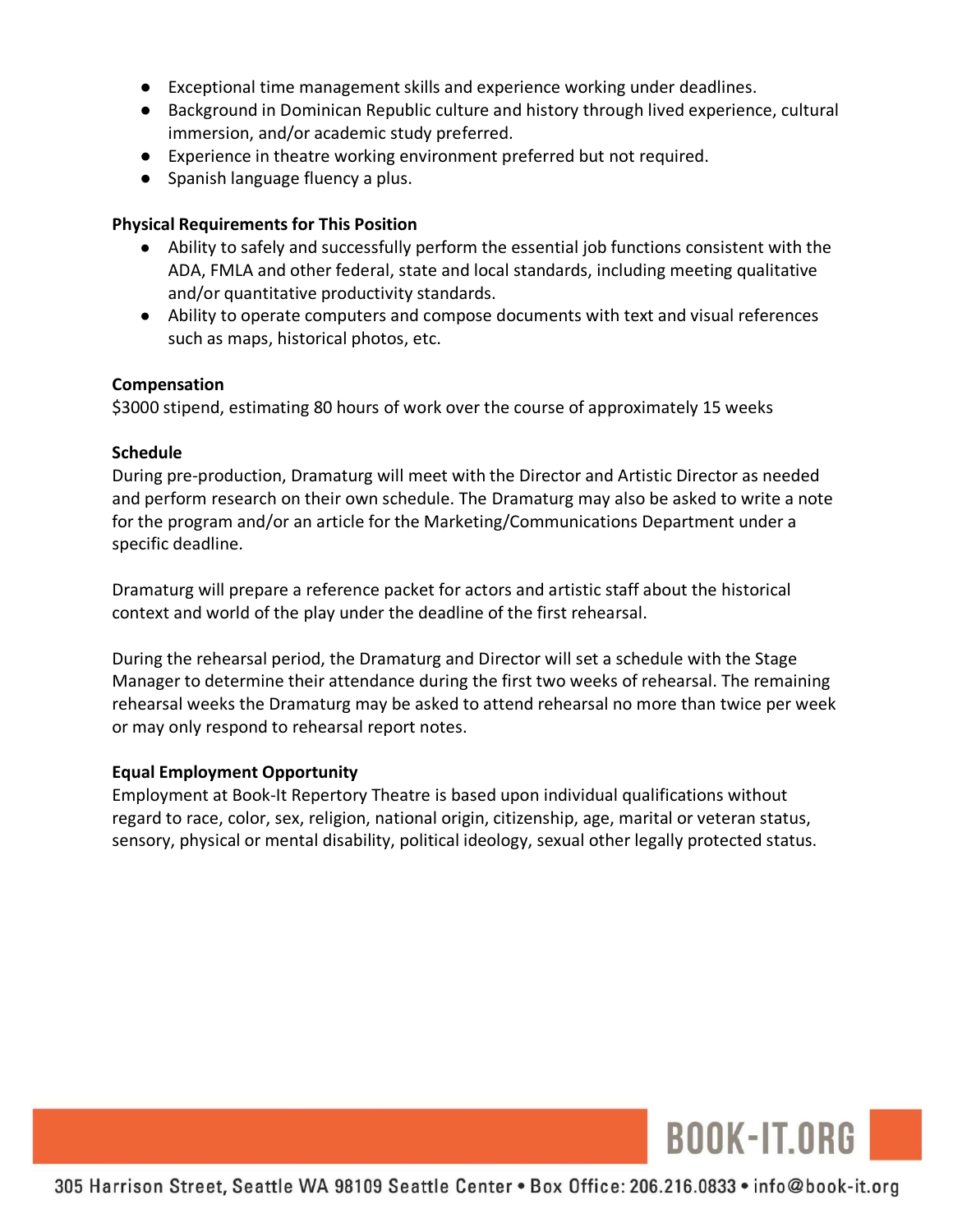- Exceptional time management skills and experience working under deadlines.
- Background in Dominican Republic culture and history through lived experience, cultural immersion, and/or academic study preferred.
- Experience in theatre working environment preferred but not required.
- Spanish language fluency a plus.

**Physical Requirements for This Position**

- Ability to safely and successfully perform the essential job functions consistent with the ADA, FMLA and other federal, state and local standards, including meeting qualitative and/or quantitative productivity standards.
- Ability to operate computers and compose documents with text and visual references such as maps, historical photos, etc.

**Compensation**

$3000 stipend, estimating 80 hours of work over the course of approximately 15 weeks

**Schedule**

During pre-production, Dramaturg will meet with the Director and Artistic Director as needed and perform research on their own schedule. The Dramaturg may also be asked to write a note for the program and/or an article for the Marketing/Communications Department under a specific deadline.

Dramaturg will prepare a reference packet for actors and artistic staff about the historical context and world of the play under the deadline of the first rehearsal.

During the rehearsal period, the Dramaturg and Director will set a schedule with the Stage Manager to determine their attendance during the first two weeks of rehearsal. The remaining rehearsal weeks the Dramaturg may be asked to attend rehearsal no more than twice per week or may only respond to rehearsal report notes.

**Equal Employment Opportunity**

Employment at Book-It Repertory Theatre is based upon individual qualifications without regard to race, color, sex, religion, national origin, citizenship, age, marital or veteran status, sensory, physical or mental disability, political ideology, sexual other legally protected status.